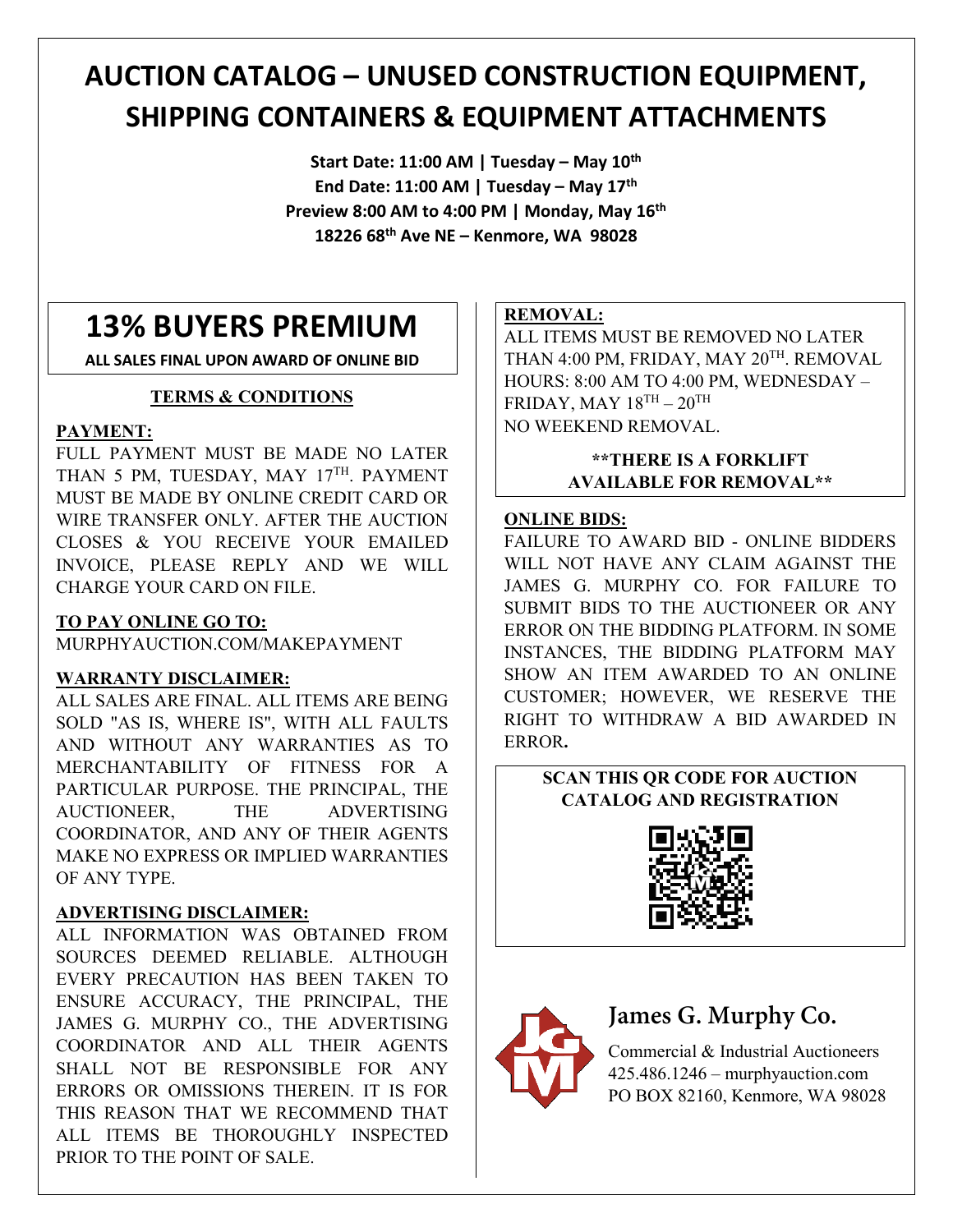# AUCTION CATALOG – UNUSED CONSTRUCTION EQUIPMENT, SHIPPING CONTAINERS & EQUIPMENT ATTACHMENTS

**Start Date: 11:00 AM | Tuesday – May 10th**
**End Date: 11:00 AM | Tuesday – May 17th**
**Preview 8:00 AM to 4:00 PM | Monday, May 16th**
**18226 68th Ave NE – Kenmore, WA 98028**

## 13% BUYERS PREMIUM

**ALL SALES FINAL UPON AWARD OF ONLINE BID**

### TERMS & CONDITIONS

**PAYMENT:**

FULL PAYMENT MUST BE MADE NO LATER THAN 5 PM, TUESDAY, MAY 17TH. PAYMENT MUST BE MADE BY ONLINE CREDIT CARD OR WIRE TRANSFER ONLY. AFTER THE AUCTION CLOSES & YOU RECEIVE YOUR EMAILED INVOICE, PLEASE REPLY AND WE WILL CHARGE YOUR CARD ON FILE.

**TO PAY ONLINE GO TO:**

MURPHYAUCTION.COM/MAKEPAYMENT

**WARRANTY DISCLAIMER:**

ALL SALES ARE FINAL. ALL ITEMS ARE BEING SOLD "AS IS, WHERE IS", WITH ALL FAULTS AND WITHOUT ANY WARRANTIES AS TO MERCHANTABILITY OF FITNESS FOR A PARTICULAR PURPOSE. THE PRINCIPAL, THE AUCTIONEER, THE ADVERTISING COORDINATOR, AND ANY OF THEIR AGENTS MAKE NO EXPRESS OR IMPLIED WARRANTIES OF ANY TYPE.

**ADVERTISING DISCLAIMER:**

ALL INFORMATION WAS OBTAINED FROM SOURCES DEEMED RELIABLE. ALTHOUGH EVERY PRECAUTION HAS BEEN TAKEN TO ENSURE ACCURACY, THE PRINCIPAL, THE JAMES G. MURPHY CO., THE ADVERTISING COORDINATOR AND ALL THEIR AGENTS SHALL NOT BE RESPONSIBLE FOR ANY ERRORS OR OMISSIONS THEREIN. IT IS FOR THIS REASON THAT WE RECOMMEND THAT ALL ITEMS BE THOROUGHLY INSPECTED PRIOR TO THE POINT OF SALE.

**REMOVAL:**

ALL ITEMS MUST BE REMOVED NO LATER THAN 4:00 PM, FRIDAY, MAY 20TH. REMOVAL HOURS: 8:00 AM TO 4:00 PM, WEDNESDAY – FRIDAY, MAY 18TH – 20TH
NO WEEKEND REMOVAL.

**\*\*THERE IS A FORKLIFT AVAILABLE FOR REMOVAL\*\***

**ONLINE BIDS:**

FAILURE TO AWARD BID - ONLINE BIDDERS WILL NOT HAVE ANY CLAIM AGAINST THE JAMES G. MURPHY CO. FOR FAILURE TO SUBMIT BIDS TO THE AUCTIONEER OR ANY ERROR ON THE BIDDING PLATFORM. IN SOME INSTANCES, THE BIDDING PLATFORM MAY SHOW AN ITEM AWARDED TO AN ONLINE CUSTOMER; HOWEVER, WE RESERVE THE RIGHT TO WITHDRAW A BID AWARDED IN ERROR.

**SCAN THIS QR CODE FOR AUCTION CATALOG AND REGISTRATION**

**James G. Murphy Co.**

Commercial & Industrial Auctioneers
425.486.1246 – murphyauction.com
PO BOX 82160, Kenmore, WA 98028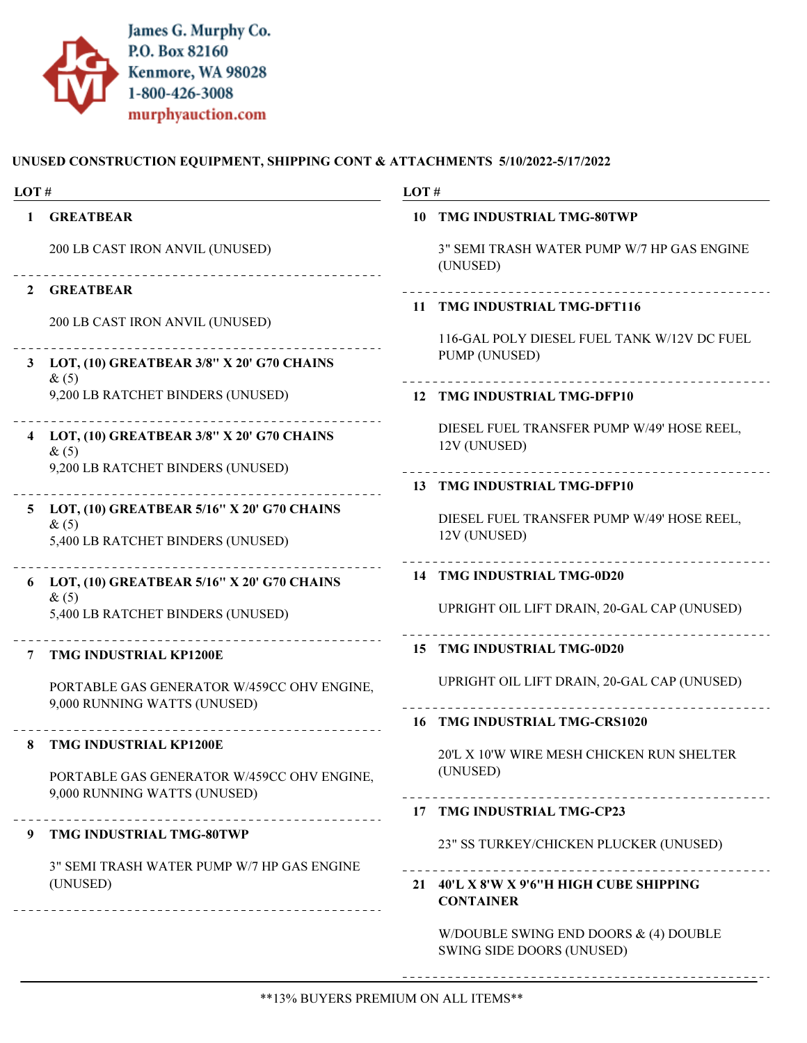James G. Murphy Co.
P.O. Box 82160
Kenmore, WA 98028
1-800-426-3008
murphyauction.com

## UNUSED CONSTRUCTION EQUIPMENT, SHIPPING CONT & ATTACHMENTS 5/10/2022-5/17/2022

| LOT # | |
|---|---|
| **1** | **GREATBEAR**<br>200 LB CAST IRON ANVIL (UNUSED) |
| **2** | **GREATBEAR**<br>200 LB CAST IRON ANVIL (UNUSED) |
| **3** | **LOT, (10) GREATBEAR 3/8" X 20' G70 CHAINS** & (5)<br>9,200 LB RATCHET BINDERS (UNUSED) |
| **4** | **LOT, (10) GREATBEAR 3/8" X 20' G70 CHAINS** & (5)<br>9,200 LB RATCHET BINDERS (UNUSED) |
| **5** | **LOT, (10) GREATBEAR 5/16" X 20' G70 CHAINS** & (5)<br>5,400 LB RATCHET BINDERS (UNUSED) |
| **6** | **LOT, (10) GREATBEAR 5/16" X 20' G70 CHAINS** & (5)<br>5,400 LB RATCHET BINDERS (UNUSED) |
| **7** | **TMG INDUSTRIAL KP1200E**<br>PORTABLE GAS GENERATOR W/459CC OHV ENGINE, 9,000 RUNNING WATTS (UNUSED) |
| **8** | **TMG INDUSTRIAL KP1200E**<br>PORTABLE GAS GENERATOR W/459CC OHV ENGINE, 9,000 RUNNING WATTS (UNUSED) |
| **9** | **TMG INDUSTRIAL TMG-80TWP**<br>3" SEMI TRASH WATER PUMP W/7 HP GAS ENGINE (UNUSED) |
| **10** | **TMG INDUSTRIAL TMG-80TWP**<br>3" SEMI TRASH WATER PUMP W/7 HP GAS ENGINE (UNUSED) |
| **11** | **TMG INDUSTRIAL TMG-DFT116**<br>116-GAL POLY DIESEL FUEL TANK W/12V DC FUEL PUMP (UNUSED) |
| **12** | **TMG INDUSTRIAL TMG-DFP10**<br>DIESEL FUEL TRANSFER PUMP W/49' HOSE REEL, 12V (UNUSED) |
| **13** | **TMG INDUSTRIAL TMG-DFP10**<br>DIESEL FUEL TRANSFER PUMP W/49' HOSE REEL, 12V (UNUSED) |
| **14** | **TMG INDUSTRIAL TMG-0D20**<br>UPRIGHT OIL LIFT DRAIN, 20-GAL CAP (UNUSED) |
| **15** | **TMG INDUSTRIAL TMG-0D20**<br>UPRIGHT OIL LIFT DRAIN, 20-GAL CAP (UNUSED) |
| **16** | **TMG INDUSTRIAL TMG-CRS1020**<br>20'L X 10'W WIRE MESH CHICKEN RUN SHELTER (UNUSED) |
| **17** | **TMG INDUSTRIAL TMG-CP23**<br>23" SS TURKEY/CHICKEN PLUCKER (UNUSED) |
| **21** | **40'L X 8'W X 9'6"H HIGH CUBE SHIPPING CONTAINER**<br>W/DOUBLE SWING END DOORS & (4) DOUBLE SWING SIDE DOORS (UNUSED) |

**13% BUYERS PREMIUM ON ALL ITEMS**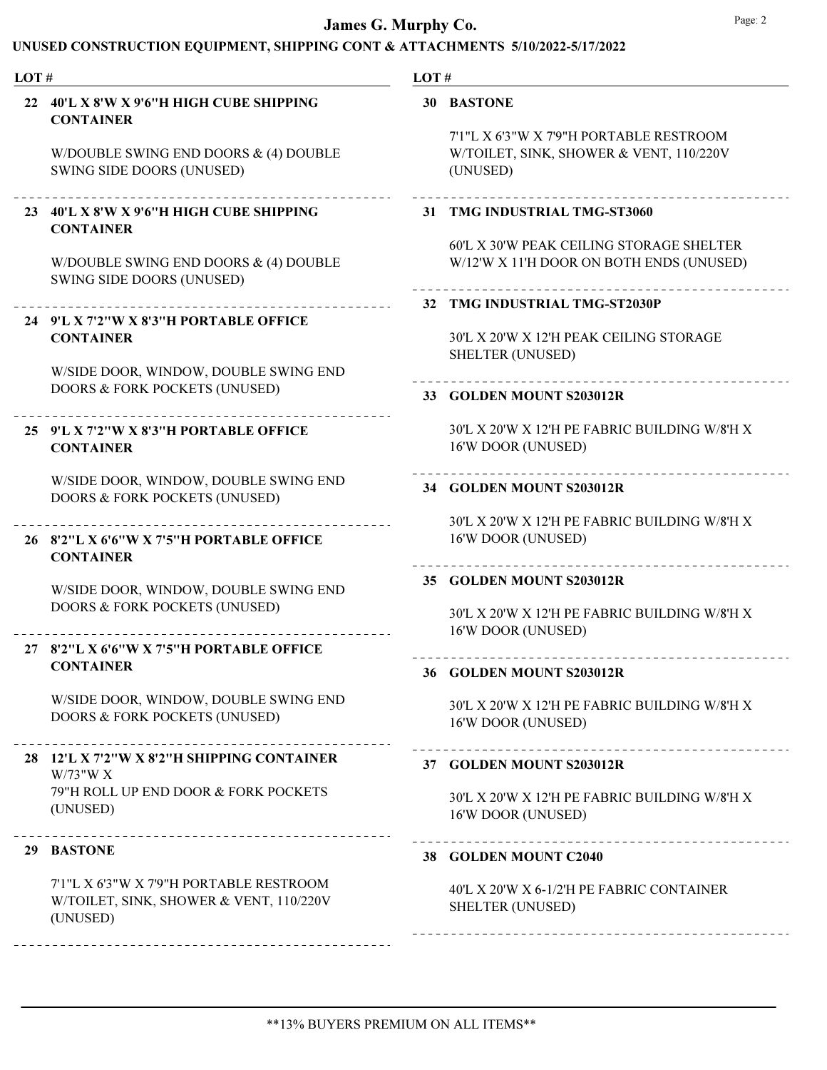# James G. Murphy Co.

## UNUSED CONSTRUCTION EQUIPMENT, SHIPPING CONT & ATTACHMENTS 5/10/2022-5/17/2022

**LOT #**

**22 40'L X 8'W X 9'6"H HIGH CUBE SHIPPING CONTAINER**

W/DOUBLE SWING END DOORS & (4) DOUBLE SWING SIDE DOORS (UNUSED)

---

**23 40'L X 8'W X 9'6"H HIGH CUBE SHIPPING CONTAINER**

W/DOUBLE SWING END DOORS & (4) DOUBLE SWING SIDE DOORS (UNUSED)

---

**24 9'L X 7'2"W X 8'3"H PORTABLE OFFICE CONTAINER**

W/SIDE DOOR, WINDOW, DOUBLE SWING END DOORS & FORK POCKETS (UNUSED)

---

**25 9'L X 7'2"W X 8'3"H PORTABLE OFFICE CONTAINER**

W/SIDE DOOR, WINDOW, DOUBLE SWING END DOORS & FORK POCKETS (UNUSED)

---

**26 8'2"L X 6'6"W X 7'5"H PORTABLE OFFICE CONTAINER**

W/SIDE DOOR, WINDOW, DOUBLE SWING END DOORS & FORK POCKETS (UNUSED)

---

**27 8'2"L X 6'6"W X 7'5"H PORTABLE OFFICE CONTAINER**

W/SIDE DOOR, WINDOW, DOUBLE SWING END DOORS & FORK POCKETS (UNUSED)

---

**28 12'L X 7'2"W X 8'2"H SHIPPING CONTAINER**
W/73"W X
79"H ROLL UP END DOOR & FORK POCKETS (UNUSED)

---

**29 BASTONE**

7'1"L X 6'3"W X 7'9"H PORTABLE RESTROOM W/TOILET, SINK, SHOWER & VENT, 110/220V (UNUSED)

---

**30 BASTONE**

7'1"L X 6'3"W X 7'9"H PORTABLE RESTROOM W/TOILET, SINK, SHOWER & VENT, 110/220V (UNUSED)

---

**31 TMG INDUSTRIAL TMG-ST3060**

60'L X 30'W PEAK CEILING STORAGE SHELTER W/12'W X 11'H DOOR ON BOTH ENDS (UNUSED)

---

**32 TMG INDUSTRIAL TMG-ST2030P**

30'L X 20'W X 12'H PEAK CEILING STORAGE SHELTER (UNUSED)

---

**33 GOLDEN MOUNT S203012R**

30'L X 20'W X 12'H PE FABRIC BUILDING W/8'H X 16'W DOOR (UNUSED)

---

**34 GOLDEN MOUNT S203012R**

30'L X 20'W X 12'H PE FABRIC BUILDING W/8'H X 16'W DOOR (UNUSED)

---

**35 GOLDEN MOUNT S203012R**

30'L X 20'W X 12'H PE FABRIC BUILDING W/8'H X 16'W DOOR (UNUSED)

---

**36 GOLDEN MOUNT S203012R**

30'L X 20'W X 12'H PE FABRIC BUILDING W/8'H X 16'W DOOR (UNUSED)

---

**37 GOLDEN MOUNT S203012R**

30'L X 20'W X 12'H PE FABRIC BUILDING W/8'H X 16'W DOOR (UNUSED)

---

**38 GOLDEN MOUNT C2040**

40'L X 20'W X 6-1/2'H PE FABRIC CONTAINER SHELTER (UNUSED)

---

**13% BUYERS PREMIUM ON ALL ITEMS**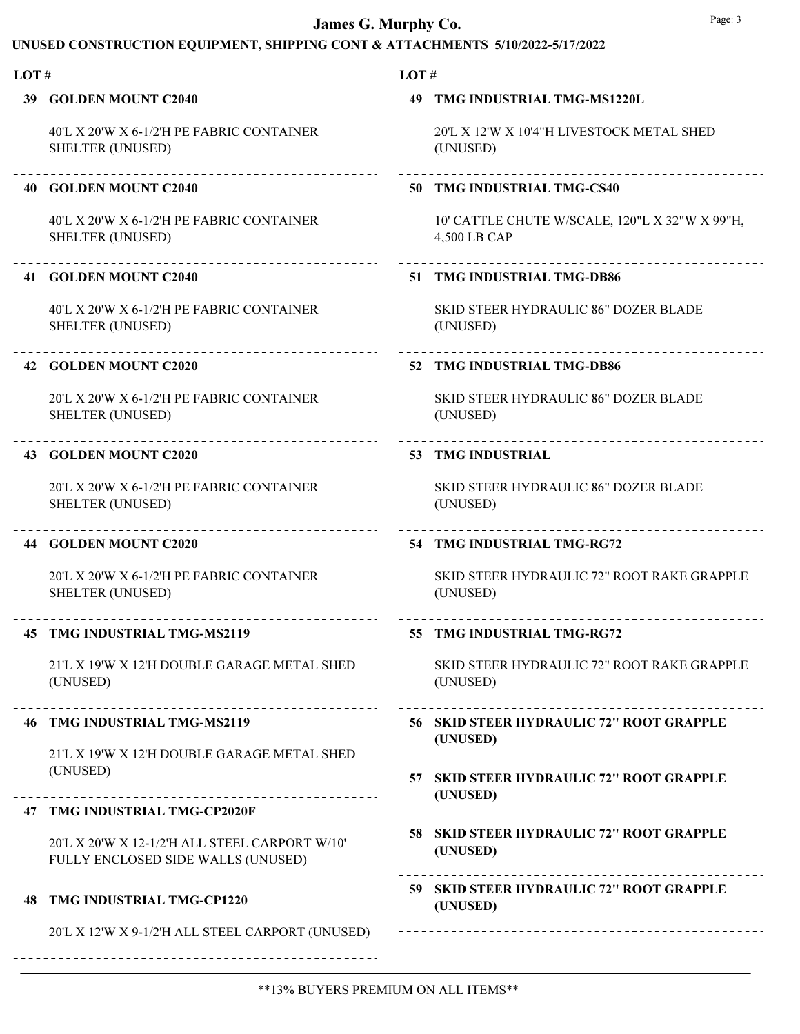# James G. Murphy Co.

## UNUSED CONSTRUCTION EQUIPMENT, SHIPPING CONT & ATTACHMENTS 5/10/2022-5/17/2022

**LOT #**

**39 GOLDEN MOUNT C2040**

40'L X 20'W X 6-1/2'H PE FABRIC CONTAINER SHELTER (UNUSED)

---

**40 GOLDEN MOUNT C2040**

40'L X 20'W X 6-1/2'H PE FABRIC CONTAINER SHELTER (UNUSED)

---

**41 GOLDEN MOUNT C2040**

40'L X 20'W X 6-1/2'H PE FABRIC CONTAINER SHELTER (UNUSED)

---

**42 GOLDEN MOUNT C2020**

20'L X 20'W X 6-1/2'H PE FABRIC CONTAINER SHELTER (UNUSED)

---

**43 GOLDEN MOUNT C2020**

20'L X 20'W X 6-1/2'H PE FABRIC CONTAINER SHELTER (UNUSED)

---

**44 GOLDEN MOUNT C2020**

20'L X 20'W X 6-1/2'H PE FABRIC CONTAINER SHELTER (UNUSED)

---

**45 TMG INDUSTRIAL TMG-MS2119**

21'L X 19'W X 12'H DOUBLE GARAGE METAL SHED (UNUSED)

---

**46 TMG INDUSTRIAL TMG-MS2119**

21'L X 19'W X 12'H DOUBLE GARAGE METAL SHED (UNUSED)

---

**47 TMG INDUSTRIAL TMG-CP2020F**

20'L X 20'W X 12-1/2'H ALL STEEL CARPORT W/10' FULLY ENCLOSED SIDE WALLS (UNUSED)

---

**48 TMG INDUSTRIAL TMG-CP1220**

20'L X 12'W X 9-1/2'H ALL STEEL CARPORT (UNUSED)

---

**LOT #**

**49 TMG INDUSTRIAL TMG-MS1220L**

20'L X 12'W X 10'4"H LIVESTOCK METAL SHED (UNUSED)

---

**50 TMG INDUSTRIAL TMG-CS40**

10' CATTLE CHUTE W/SCALE, 120"L X 32"W X 99"H, 4,500 LB CAP

---

**51 TMG INDUSTRIAL TMG-DB86**

SKID STEER HYDRAULIC 86" DOZER BLADE (UNUSED)

---

**52 TMG INDUSTRIAL TMG-DB86**

SKID STEER HYDRAULIC 86" DOZER BLADE (UNUSED)

---

**53 TMG INDUSTRIAL**

SKID STEER HYDRAULIC 86" DOZER BLADE (UNUSED)

---

**54 TMG INDUSTRIAL TMG-RG72**

SKID STEER HYDRAULIC 72" ROOT RAKE GRAPPLE (UNUSED)

---

**55 TMG INDUSTRIAL TMG-RG72**

SKID STEER HYDRAULIC 72" ROOT RAKE GRAPPLE (UNUSED)

---

**56 SKID STEER HYDRAULIC 72" ROOT GRAPPLE (UNUSED)**

---

**57 SKID STEER HYDRAULIC 72" ROOT GRAPPLE (UNUSED)**

---

**58 SKID STEER HYDRAULIC 72" ROOT GRAPPLE (UNUSED)**

---

**59 SKID STEER HYDRAULIC 72" ROOT GRAPPLE (UNUSED)**

---

**13% BUYERS PREMIUM ON ALL ITEMS**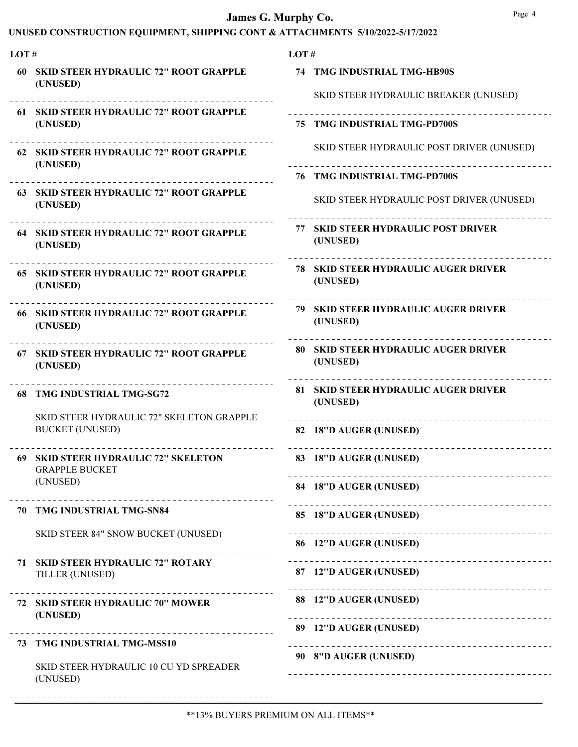**LOT #**

**60 SKID STEER HYDRAULIC 72" ROOT GRAPPLE (UNUSED)**

**61 SKID STEER HYDRAULIC 72" ROOT GRAPPLE (UNUSED)**

**62 SKID STEER HYDRAULIC 72" ROOT GRAPPLE (UNUSED)**

**63 SKID STEER HYDRAULIC 72" ROOT GRAPPLE (UNUSED)**

**64 SKID STEER HYDRAULIC 72" ROOT GRAPPLE (UNUSED)**

**65 SKID STEER HYDRAULIC 72" ROOT GRAPPLE (UNUSED)**

**66 SKID STEER HYDRAULIC 72" ROOT GRAPPLE (UNUSED)**

**67 SKID STEER HYDRAULIC 72" ROOT GRAPPLE (UNUSED)**

**68 TMG INDUSTRIAL TMG-SG72**

SKID STEER HYDRAULIC 72" SKELETON GRAPPLE BUCKET (UNUSED)

**69 SKID STEER HYDRAULIC 72" SKELETON** GRAPPLE BUCKET (UNUSED)

**70 TMG INDUSTRIAL TMG-SN84**

SKID STEER 84" SNOW BUCKET (UNUSED)

**71 SKID STEER HYDRAULIC 72" ROTARY** TILLER (UNUSED)

**72 SKID STEER HYDRAULIC 70" MOWER (UNUSED)**

**73 TMG INDUSTRIAL TMG-MSS10**

SKID STEER HYDRAULIC 10 CU YD SPREADER (UNUSED)

**74 TMG INDUSTRIAL TMG-HB90S**

SKID STEER HYDRAULIC BREAKER (UNUSED)

**75 TMG INDUSTRIAL TMG-PD700S**

SKID STEER HYDRAULIC POST DRIVER (UNUSED)

**76 TMG INDUSTRIAL TMG-PD700S**

SKID STEER HYDRAULIC POST DRIVER (UNUSED)

**77 SKID STEER HYDRAULIC POST DRIVER (UNUSED)**

**78 SKID STEER HYDRAULIC AUGER DRIVER (UNUSED)**

**79 SKID STEER HYDRAULIC AUGER DRIVER (UNUSED)**

**80 SKID STEER HYDRAULIC AUGER DRIVER (UNUSED)**

**81 SKID STEER HYDRAULIC AUGER DRIVER (UNUSED)**

**82 18"D AUGER (UNUSED)**

**83 18"D AUGER (UNUSED)**

**84 18"D AUGER (UNUSED)**

**85 18"D AUGER (UNUSED)**

**86 12"D AUGER (UNUSED)**

**87 12"D AUGER (UNUSED)**

**88 12"D AUGER (UNUSED)**

**89 12"D AUGER (UNUSED)**

**90 8"D AUGER (UNUSED)**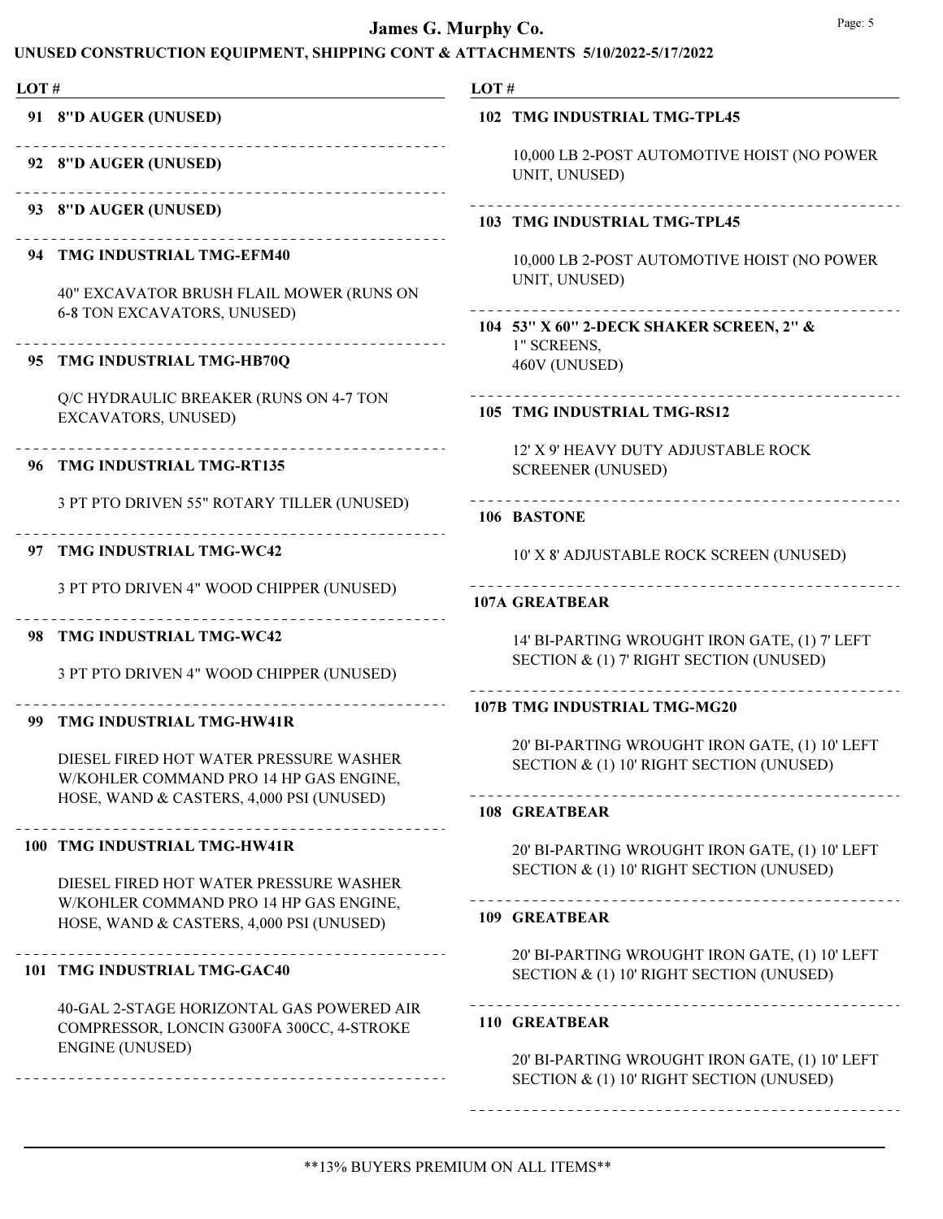**LOT #**

**91 8"D AUGER (UNUSED)**

**92 8"D AUGER (UNUSED)**

**93 8"D AUGER (UNUSED)**

**94 TMG INDUSTRIAL TMG-EFM40**

40" EXCAVATOR BRUSH FLAIL MOWER (RUNS ON 6-8 TON EXCAVATORS, UNUSED)

**95 TMG INDUSTRIAL TMG-HB70Q**

Q/C HYDRAULIC BREAKER (RUNS ON 4-7 TON EXCAVATORS, UNUSED)

**96 TMG INDUSTRIAL TMG-RT135**

3 PT PTO DRIVEN 55" ROTARY TILLER (UNUSED)

**97 TMG INDUSTRIAL TMG-WC42**

3 PT PTO DRIVEN 4" WOOD CHIPPER (UNUSED)

**98 TMG INDUSTRIAL TMG-WC42**

3 PT PTO DRIVEN 4" WOOD CHIPPER (UNUSED)

**99 TMG INDUSTRIAL TMG-HW41R**

DIESEL FIRED HOT WATER PRESSURE WASHER W/KOHLER COMMAND PRO 14 HP GAS ENGINE, HOSE, WAND & CASTERS, 4,000 PSI (UNUSED)

**100 TMG INDUSTRIAL TMG-HW41R**

DIESEL FIRED HOT WATER PRESSURE WASHER W/KOHLER COMMAND PRO 14 HP GAS ENGINE, HOSE, WAND & CASTERS, 4,000 PSI (UNUSED)

**101 TMG INDUSTRIAL TMG-GAC40**

40-GAL 2-STAGE HORIZONTAL GAS POWERED AIR COMPRESSOR, LONCIN G300FA 300CC, 4-STROKE ENGINE (UNUSED)

**102 TMG INDUSTRIAL TMG-TPL45**

10,000 LB 2-POST AUTOMOTIVE HOIST (NO POWER UNIT, UNUSED)

**103 TMG INDUSTRIAL TMG-TPL45**

10,000 LB 2-POST AUTOMOTIVE HOIST (NO POWER UNIT, UNUSED)

**104 53" X 60" 2-DECK SHAKER SCREEN, 2" &**
1" SCREENS,
460V (UNUSED)

**105 TMG INDUSTRIAL TMG-RS12**

12' X 9' HEAVY DUTY ADJUSTABLE ROCK SCREENER (UNUSED)

**106 BASTONE**

10' X 8' ADJUSTABLE ROCK SCREEN (UNUSED)

**107A GREATBEAR**

14' BI-PARTING WROUGHT IRON GATE, (1) 7' LEFT SECTION & (1) 7' RIGHT SECTION (UNUSED)

**107B TMG INDUSTRIAL TMG-MG20**

20' BI-PARTING WROUGHT IRON GATE, (1) 10' LEFT SECTION & (1) 10' RIGHT SECTION (UNUSED)

**108 GREATBEAR**

20' BI-PARTING WROUGHT IRON GATE, (1) 10' LEFT SECTION & (1) 10' RIGHT SECTION (UNUSED)

**109 GREATBEAR**

20' BI-PARTING WROUGHT IRON GATE, (1) 10' LEFT SECTION & (1) 10' RIGHT SECTION (UNUSED)

**110 GREATBEAR**

20' BI-PARTING WROUGHT IRON GATE, (1) 10' LEFT SECTION & (1) 10' RIGHT SECTION (UNUSED)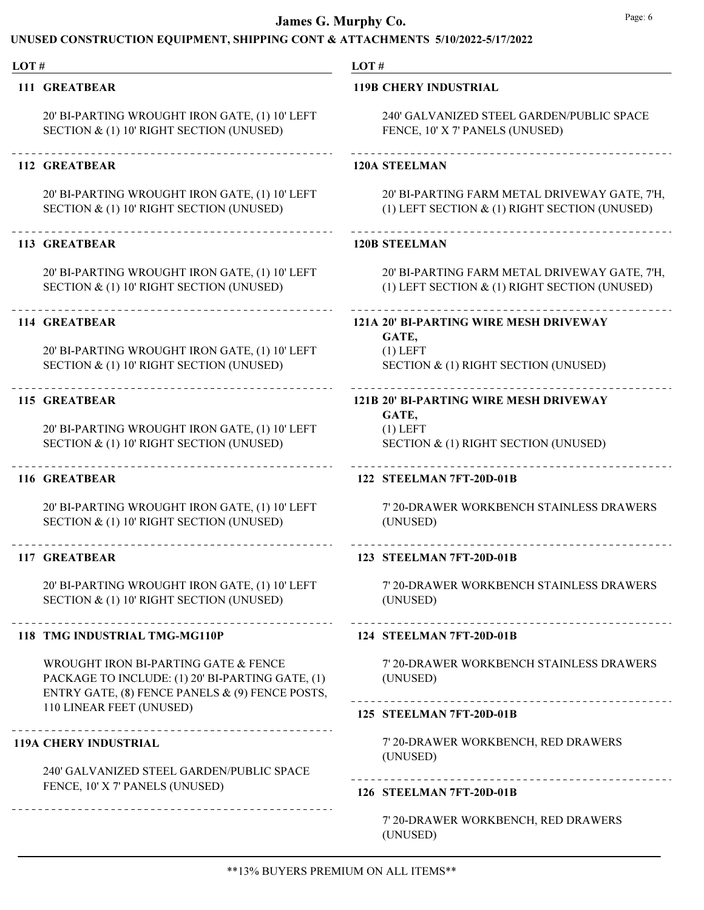# James G. Murphy Co.

## UNUSED CONSTRUCTION EQUIPMENT, SHIPPING CONT & ATTACHMENTS 5/10/2022-5/17/2022

**LOT #**

**111 GREATBEAR**

20' BI-PARTING WROUGHT IRON GATE, (1) 10' LEFT SECTION & (1) 10' RIGHT SECTION (UNUSED)

---

**112 GREATBEAR**

20' BI-PARTING WROUGHT IRON GATE, (1) 10' LEFT SECTION & (1) 10' RIGHT SECTION (UNUSED)

---

**113 GREATBEAR**

20' BI-PARTING WROUGHT IRON GATE, (1) 10' LEFT SECTION & (1) 10' RIGHT SECTION (UNUSED)

---

**114 GREATBEAR**

20' BI-PARTING WROUGHT IRON GATE, (1) 10' LEFT SECTION & (1) 10' RIGHT SECTION (UNUSED)

---

**115 GREATBEAR**

20' BI-PARTING WROUGHT IRON GATE, (1) 10' LEFT SECTION & (1) 10' RIGHT SECTION (UNUSED)

---

**116 GREATBEAR**

20' BI-PARTING WROUGHT IRON GATE, (1) 10' LEFT SECTION & (1) 10' RIGHT SECTION (UNUSED)

---

**117 GREATBEAR**

20' BI-PARTING WROUGHT IRON GATE, (1) 10' LEFT SECTION & (1) 10' RIGHT SECTION (UNUSED)

---

**118 TMG INDUSTRIAL TMG-MG110P**

WROUGHT IRON BI-PARTING GATE & FENCE PACKAGE TO INCLUDE: (1) 20' BI-PARTING GATE, (1) ENTRY GATE, (8) FENCE PANELS & (9) FENCE POSTS, 110 LINEAR FEET (UNUSED)

---

**119A CHERY INDUSTRIAL**

240' GALVANIZED STEEL GARDEN/PUBLIC SPACE FENCE, 10' X 7' PANELS (UNUSED)

---

**119B CHERY INDUSTRIAL**

240' GALVANIZED STEEL GARDEN/PUBLIC SPACE FENCE, 10' X 7' PANELS (UNUSED)

---

**120A STEELMAN**

20' BI-PARTING FARM METAL DRIVEWAY GATE, 7'H, (1) LEFT SECTION & (1) RIGHT SECTION (UNUSED)

---

**120B STEELMAN**

20' BI-PARTING FARM METAL DRIVEWAY GATE, 7'H, (1) LEFT SECTION & (1) RIGHT SECTION (UNUSED)

---

**121A 20' BI-PARTING WIRE MESH DRIVEWAY GATE,**

(1) LEFT SECTION & (1) RIGHT SECTION (UNUSED)

---

**121B 20' BI-PARTING WIRE MESH DRIVEWAY GATE,**

(1) LEFT SECTION & (1) RIGHT SECTION (UNUSED)

---

**122 STEELMAN 7FT-20D-01B**

7' 20-DRAWER WORKBENCH STAINLESS DRAWERS (UNUSED)

---

**123 STEELMAN 7FT-20D-01B**

7' 20-DRAWER WORKBENCH STAINLESS DRAWERS (UNUSED)

---

**124 STEELMAN 7FT-20D-01B**

7' 20-DRAWER WORKBENCH STAINLESS DRAWERS (UNUSED)

---

**125 STEELMAN 7FT-20D-01B**

7' 20-DRAWER WORKBENCH, RED DRAWERS (UNUSED)

---

**126 STEELMAN 7FT-20D-01B**

7' 20-DRAWER WORKBENCH, RED DRAWERS (UNUSED)

---

**13% BUYERS PREMIUM ON ALL ITEMS**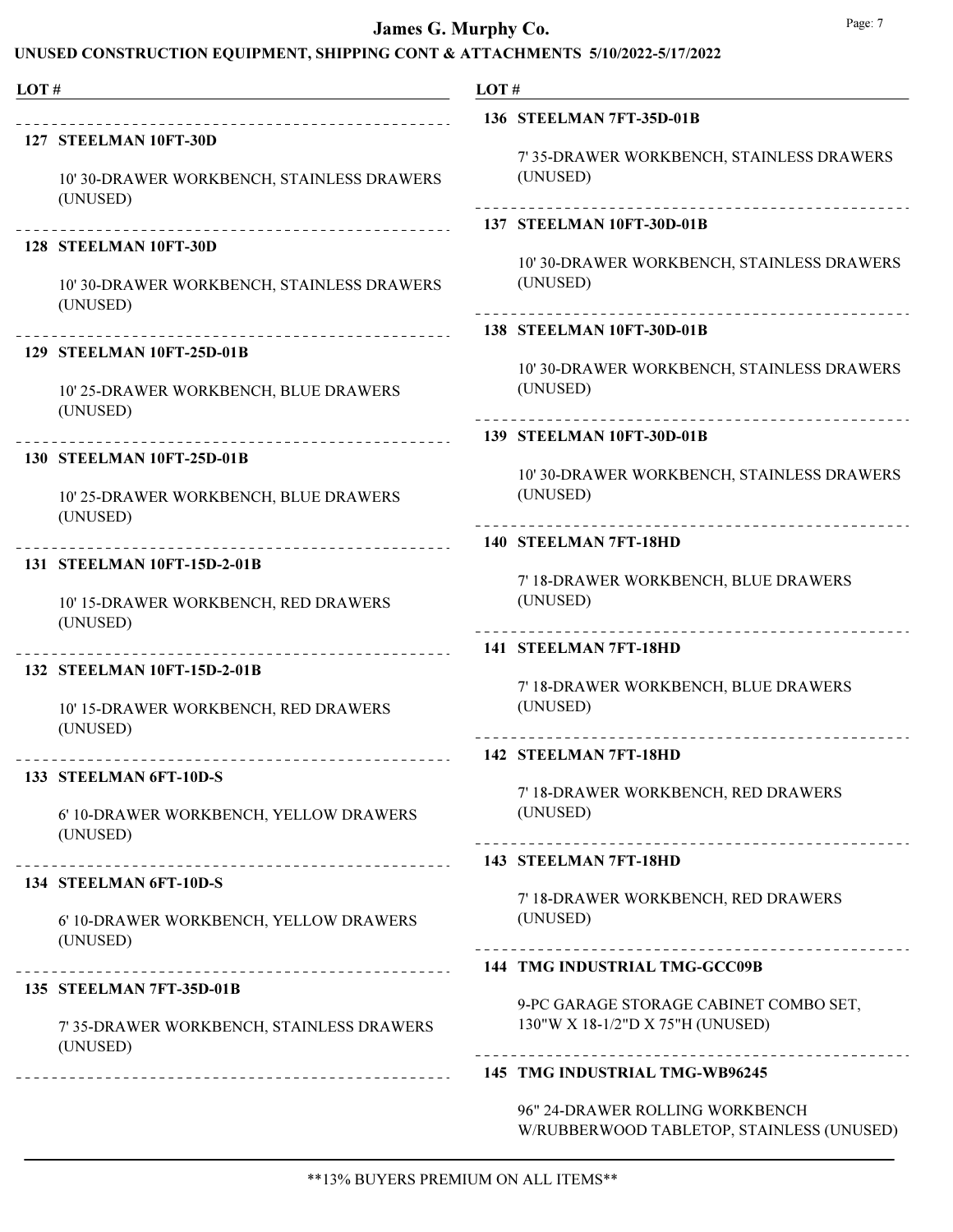**LOT #**

**127 STEELMAN 10FT-30D**

10' 30-DRAWER WORKBENCH, STAINLESS DRAWERS (UNUSED)

**128 STEELMAN 10FT-30D**

10' 30-DRAWER WORKBENCH, STAINLESS DRAWERS (UNUSED)

**129 STEELMAN 10FT-25D-01B**

10' 25-DRAWER WORKBENCH, BLUE DRAWERS (UNUSED)

**130 STEELMAN 10FT-25D-01B**

10' 25-DRAWER WORKBENCH, BLUE DRAWERS (UNUSED)

**131 STEELMAN 10FT-15D-2-01B**

10' 15-DRAWER WORKBENCH, RED DRAWERS (UNUSED)

**132 STEELMAN 10FT-15D-2-01B**

10' 15-DRAWER WORKBENCH, RED DRAWERS (UNUSED)

**133 STEELMAN 6FT-10D-S**

6' 10-DRAWER WORKBENCH, YELLOW DRAWERS (UNUSED)

**134 STEELMAN 6FT-10D-S**

6' 10-DRAWER WORKBENCH, YELLOW DRAWERS (UNUSED)

**135 STEELMAN 7FT-35D-01B**

7' 35-DRAWER WORKBENCH, STAINLESS DRAWERS (UNUSED)

**136 STEELMAN 7FT-35D-01B**

7' 35-DRAWER WORKBENCH, STAINLESS DRAWERS (UNUSED)

**137 STEELMAN 10FT-30D-01B**

10' 30-DRAWER WORKBENCH, STAINLESS DRAWERS (UNUSED)

**138 STEELMAN 10FT-30D-01B**

10' 30-DRAWER WORKBENCH, STAINLESS DRAWERS (UNUSED)

**139 STEELMAN 10FT-30D-01B**

10' 30-DRAWER WORKBENCH, STAINLESS DRAWERS (UNUSED)

**140 STEELMAN 7FT-18HD**

7' 18-DRAWER WORKBENCH, BLUE DRAWERS (UNUSED)

**141 STEELMAN 7FT-18HD**

7' 18-DRAWER WORKBENCH, BLUE DRAWERS (UNUSED)

**142 STEELMAN 7FT-18HD**

7' 18-DRAWER WORKBENCH, RED DRAWERS (UNUSED)

**143 STEELMAN 7FT-18HD**

7' 18-DRAWER WORKBENCH, RED DRAWERS (UNUSED)

**144 TMG INDUSTRIAL TMG-GCC09B**

9-PC GARAGE STORAGE CABINET COMBO SET, 130"W X 18-1/2"D X 75"H (UNUSED)

**145 TMG INDUSTRIAL TMG-WB96245**

96" 24-DRAWER ROLLING WORKBENCH W/RUBBERWOOD TABLETOP, STAINLESS (UNUSED)

**13% BUYERS PREMIUM ON ALL ITEMS**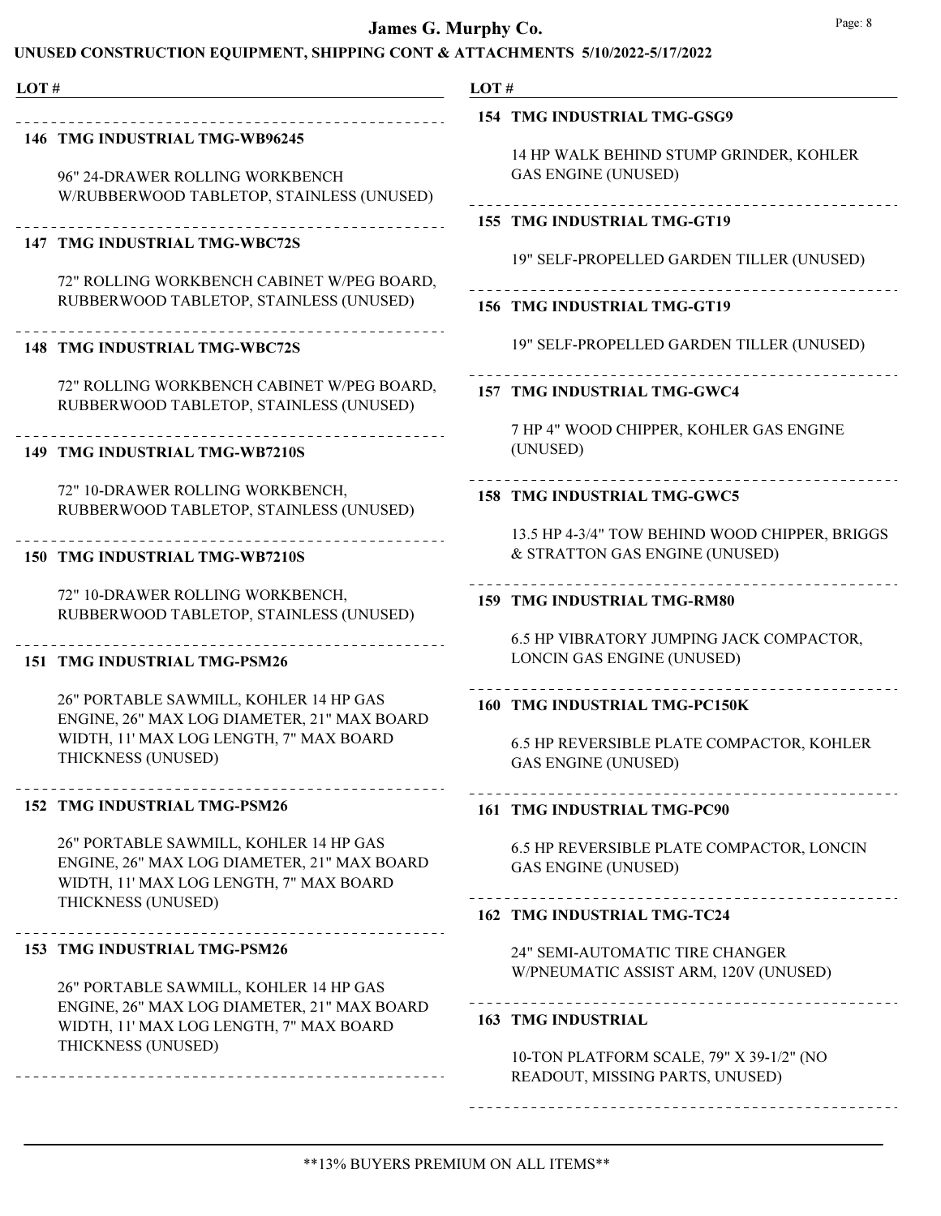**LOT #**

**146 TMG INDUSTRIAL TMG-WB96245**

96" 24-DRAWER ROLLING WORKBENCH W/RUBBERWOOD TABLETOP, STAINLESS (UNUSED)

**147 TMG INDUSTRIAL TMG-WBC72S**

72" ROLLING WORKBENCH CABINET W/PEG BOARD, RUBBERWOOD TABLETOP, STAINLESS (UNUSED)

**148 TMG INDUSTRIAL TMG-WBC72S**

72" ROLLING WORKBENCH CABINET W/PEG BOARD, RUBBERWOOD TABLETOP, STAINLESS (UNUSED)

**149 TMG INDUSTRIAL TMG-WB7210S**

72" 10-DRAWER ROLLING WORKBENCH, RUBBERWOOD TABLETOP, STAINLESS (UNUSED)

**150 TMG INDUSTRIAL TMG-WB7210S**

72" 10-DRAWER ROLLING WORKBENCH, RUBBERWOOD TABLETOP, STAINLESS (UNUSED)

**151 TMG INDUSTRIAL TMG-PSM26**

26" PORTABLE SAWMILL, KOHLER 14 HP GAS ENGINE, 26" MAX LOG DIAMETER, 21" MAX BOARD WIDTH, 11' MAX LOG LENGTH, 7" MAX BOARD THICKNESS (UNUSED)

**152 TMG INDUSTRIAL TMG-PSM26**

26" PORTABLE SAWMILL, KOHLER 14 HP GAS ENGINE, 26" MAX LOG DIAMETER, 21" MAX BOARD WIDTH, 11' MAX LOG LENGTH, 7" MAX BOARD THICKNESS (UNUSED)

**153 TMG INDUSTRIAL TMG-PSM26**

26" PORTABLE SAWMILL, KOHLER 14 HP GAS ENGINE, 26" MAX LOG DIAMETER, 21" MAX BOARD WIDTH, 11' MAX LOG LENGTH, 7" MAX BOARD THICKNESS (UNUSED)

**154 TMG INDUSTRIAL TMG-GSG9**

14 HP WALK BEHIND STUMP GRINDER, KOHLER GAS ENGINE (UNUSED)

**155 TMG INDUSTRIAL TMG-GT19**

19" SELF-PROPELLED GARDEN TILLER (UNUSED)

**156 TMG INDUSTRIAL TMG-GT19**

19" SELF-PROPELLED GARDEN TILLER (UNUSED)

**157 TMG INDUSTRIAL TMG-GWC4**

7 HP 4" WOOD CHIPPER, KOHLER GAS ENGINE (UNUSED)

**158 TMG INDUSTRIAL TMG-GWC5**

13.5 HP 4-3/4" TOW BEHIND WOOD CHIPPER, BRIGGS & STRATTON GAS ENGINE (UNUSED)

**159 TMG INDUSTRIAL TMG-RM80**

6.5 HP VIBRATORY JUMPING JACK COMPACTOR, LONCIN GAS ENGINE (UNUSED)

**160 TMG INDUSTRIAL TMG-PC150K**

6.5 HP REVERSIBLE PLATE COMPACTOR, KOHLER GAS ENGINE (UNUSED)

**161 TMG INDUSTRIAL TMG-PC90**

6.5 HP REVERSIBLE PLATE COMPACTOR, LONCIN GAS ENGINE (UNUSED)

**162 TMG INDUSTRIAL TMG-TC24**

24" SEMI-AUTOMATIC TIRE CHANGER W/PNEUMATIC ASSIST ARM, 120V (UNUSED)

**163 TMG INDUSTRIAL**

10-TON PLATFORM SCALE, 79" X 39-1/2" (NO READOUT, MISSING PARTS, UNUSED)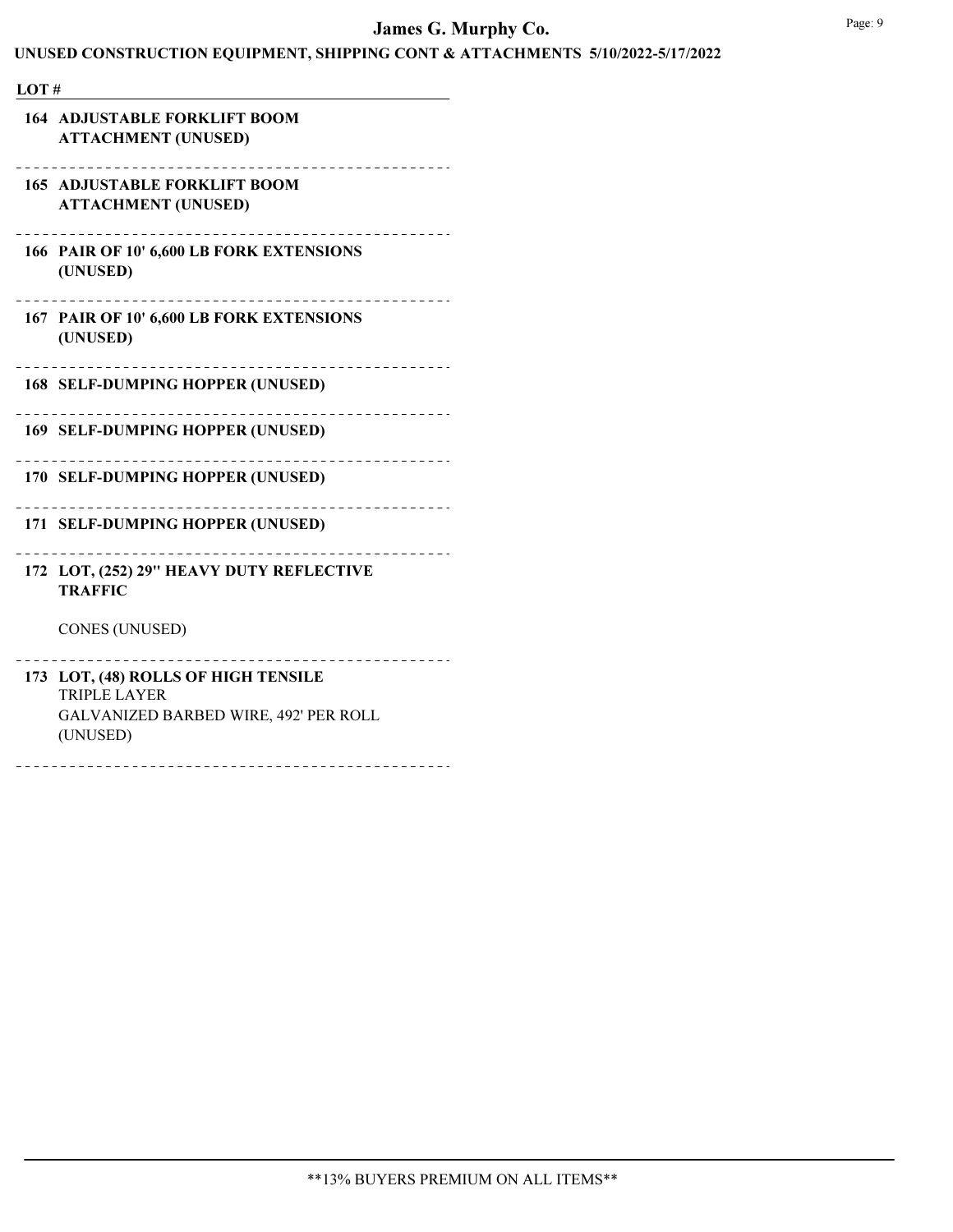**LOT #**

**164 ADJUSTABLE FORKLIFT BOOM ATTACHMENT (UNUSED)**

**165 ADJUSTABLE FORKLIFT BOOM ATTACHMENT (UNUSED)**

**166 PAIR OF 10' 6,600 LB FORK EXTENSIONS (UNUSED)**

**167 PAIR OF 10' 6,600 LB FORK EXTENSIONS (UNUSED)**

**168 SELF-DUMPING HOPPER (UNUSED)**

**169 SELF-DUMPING HOPPER (UNUSED)**

**170 SELF-DUMPING HOPPER (UNUSED)**

**171 SELF-DUMPING HOPPER (UNUSED)**

**172 LOT, (252) 29" HEAVY DUTY REFLECTIVE TRAFFIC**

CONES (UNUSED)

**173 LOT, (48) ROLLS OF HIGH TENSILE**
TRIPLE LAYER
GALVANIZED BARBED WIRE, 492' PER ROLL
(UNUSED)